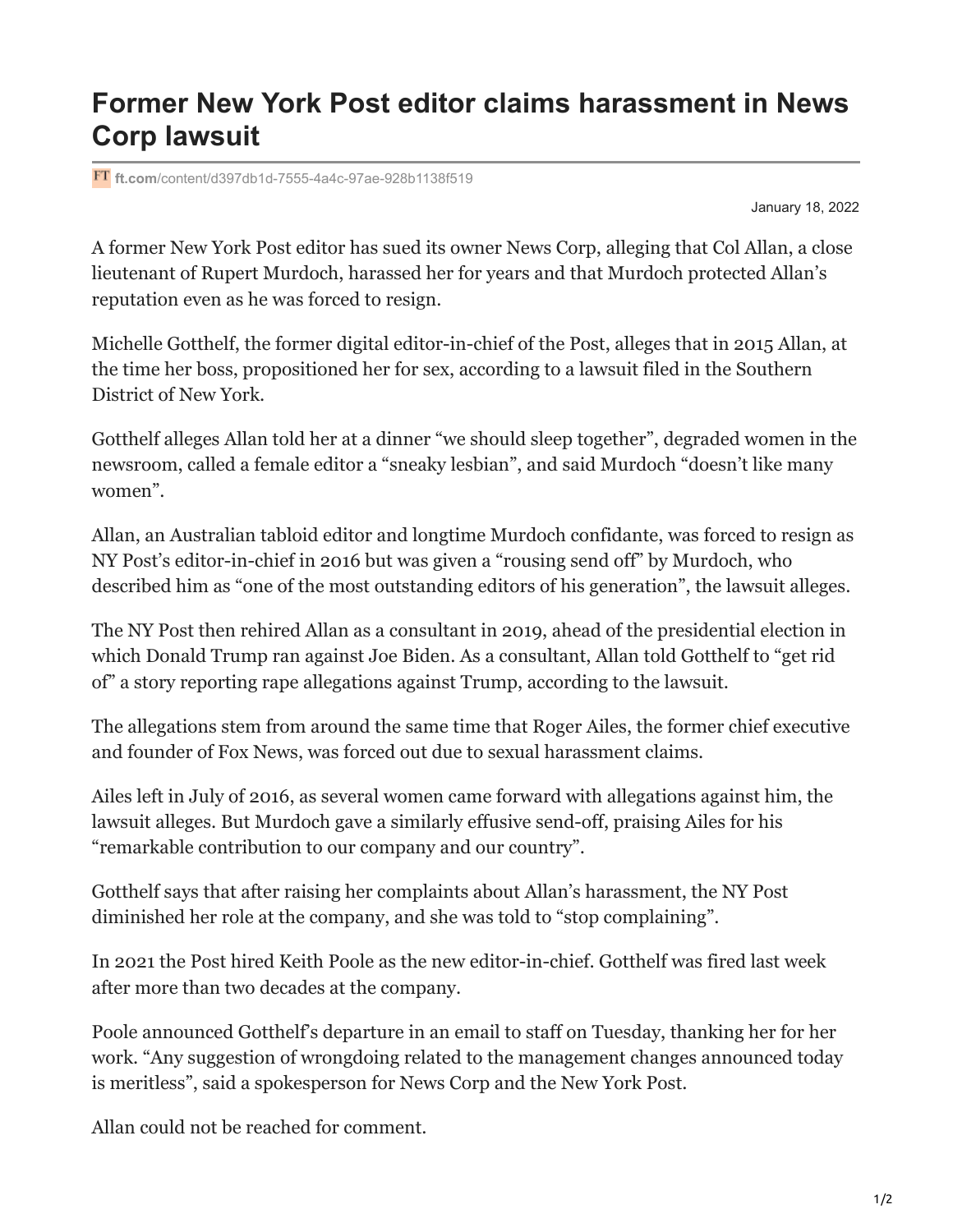# Former New York Post editor claims harassment in News Corp lawsuit

FT ft.com/content/d397db1d-7555-4a4c-97ae-928b1138f519

January 18, 2022

A former New York Post editor has sued its owner News Corp, alleging that Col Allan, a close lieutenant of Rupert Murdoch, harassed her for years and that Murdoch protected Allan's reputation even as he was forced to resign.

Michelle Gotthelf, the former digital editor-in-chief of the Post, alleges that in 2015 Allan, at the time her boss, propositioned her for sex, according to a lawsuit filed in the Southern District of New York.

Gotthelf alleges Allan told her at a dinner "we should sleep together", degraded women in the newsroom, called a female editor a "sneaky lesbian", and said Murdoch "doesn't like many women".

Allan, an Australian tabloid editor and longtime Murdoch confidante, was forced to resign as NY Post's editor-in-chief in 2016 but was given a "rousing send off" by Murdoch, who described him as "one of the most outstanding editors of his generation", the lawsuit alleges.

The NY Post then rehired Allan as a consultant in 2019, ahead of the presidential election in which Donald Trump ran against Joe Biden. As a consultant, Allan told Gotthelf to "get rid of" a story reporting rape allegations against Trump, according to the lawsuit.

The allegations stem from around the same time that Roger Ailes, the former chief executive and founder of Fox News, was forced out due to sexual harassment claims.

Ailes left in July of 2016, as several women came forward with allegations against him, the lawsuit alleges. But Murdoch gave a similarly effusive send-off, praising Ailes for his "remarkable contribution to our company and our country".

Gotthelf says that after raising her complaints about Allan's harassment, the NY Post diminished her role at the company, and she was told to "stop complaining".

In 2021 the Post hired Keith Poole as the new editor-in-chief. Gotthelf was fired last week after more than two decades at the company.

Poole announced Gotthelf's departure in an email to staff on Tuesday, thanking her for her work. "Any suggestion of wrongdoing related to the management changes announced today is meritless", said a spokesperson for News Corp and the New York Post.

Allan could not be reached for comment.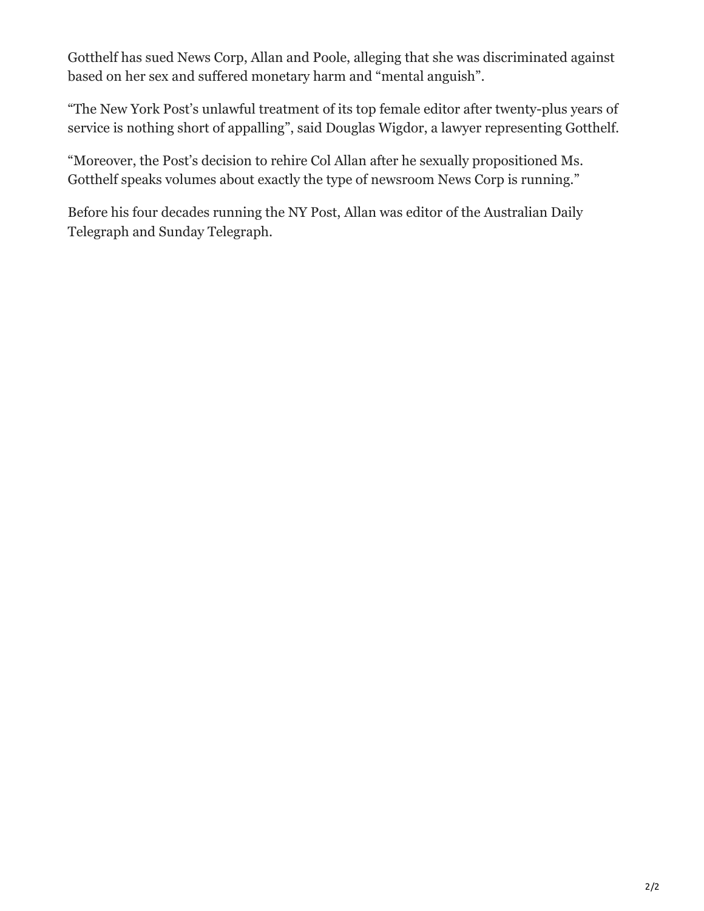Gotthelf has sued News Corp, Allan and Poole, alleging that she was discriminated against based on her sex and suffered monetary harm and "mental anguish".

"The New York Post's unlawful treatment of its top female editor after twenty-plus years of service is nothing short of appalling", said Douglas Wigdor, a lawyer representing Gotthelf.

"Moreover, the Post's decision to rehire Col Allan after he sexually propositioned Ms. Gotthelf speaks volumes about exactly the type of newsroom News Corp is running."

Before his four decades running the NY Post, Allan was editor of the Australian Daily Telegraph and Sunday Telegraph.